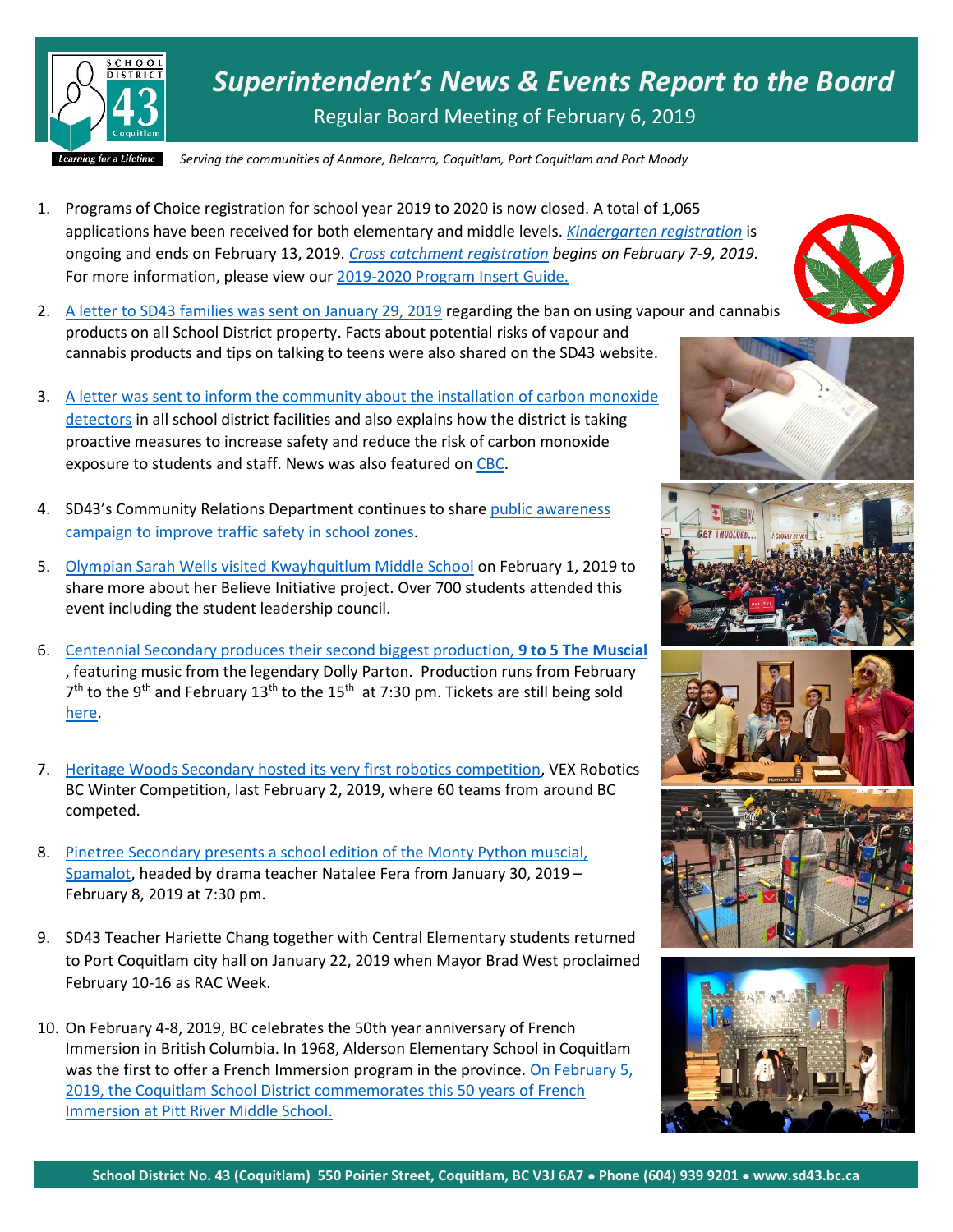# Superintendent's News & Events Report to the Board

Regular Board Meeting of February 6, 2019

*Serving the communities of Anmore, Belcarra, Coquitlam, Port Coquitlam and Port Moody*

1. Programs of Choice registration for school year 2019 to 2020 is now closed. A total of 1,065 applications have been received for both elementary and middle levels. *Kindergarten registration* is ongoing and ends on February 13, 2019. *Cross catchment registration begins on February 7-9, 2019.* For more information, please view our 2019-2020 Program Insert Guide.

2. A letter to SD43 families was sent on January 29, 2019 regarding the ban on using vapour and cannabis products on all School District property. Facts about potential risks of vapour and cannabis products and tips on talking to teens were also shared on the SD43 website.

3. A letter was sent to inform the community about the installation of carbon monoxide detectors in all school district facilities and also explains how the district is taking proactive measures to increase safety and reduce the risk of carbon monoxide exposure to students and staff. News was also featured on CBC.

4. SD43's Community Relations Department continues to share public awareness campaign to improve traffic safety in school zones.

5. Olympian Sarah Wells visited Kwayhquitlum Middle School on February 1, 2019 to share more about her Believe Initiative project. Over 700 students attended this event including the student leadership council.

6. Centennial Secondary produces their second biggest production, **9 to 5 The Muscial**, featuring music from the legendary Dolly Parton. Production runs from February 7th to the 9th and February 13th to the 15th at 7:30 pm. Tickets are still being sold here.

7. Heritage Woods Secondary hosted its very first robotics competition, VEX Robotics BC Winter Competition, last February 2, 2019, where 60 teams from around BC competed.

8. Pinetree Secondary presents a school edition of the Monty Python musical, Spamalot, headed by drama teacher Natalee Fera from January 30, 2019 – February 8, 2019 at 7:30 pm.

9. SD43 Teacher Hariette Chang together with Central Elementary students returned to Port Coquitlam city hall on January 22, 2019 when Mayor Brad West proclaimed February 10-16 as RAC Week.

10. On February 4-8, 2019, BC celebrates the 50th year anniversary of French Immersion in British Columbia. In 1968, Alderson Elementary School in Coquitlam was the first to offer a French Immersion program in the province. On February 5, 2019, the Coquitlam School District commemorates this 50 years of French Immersion at Pitt River Middle School.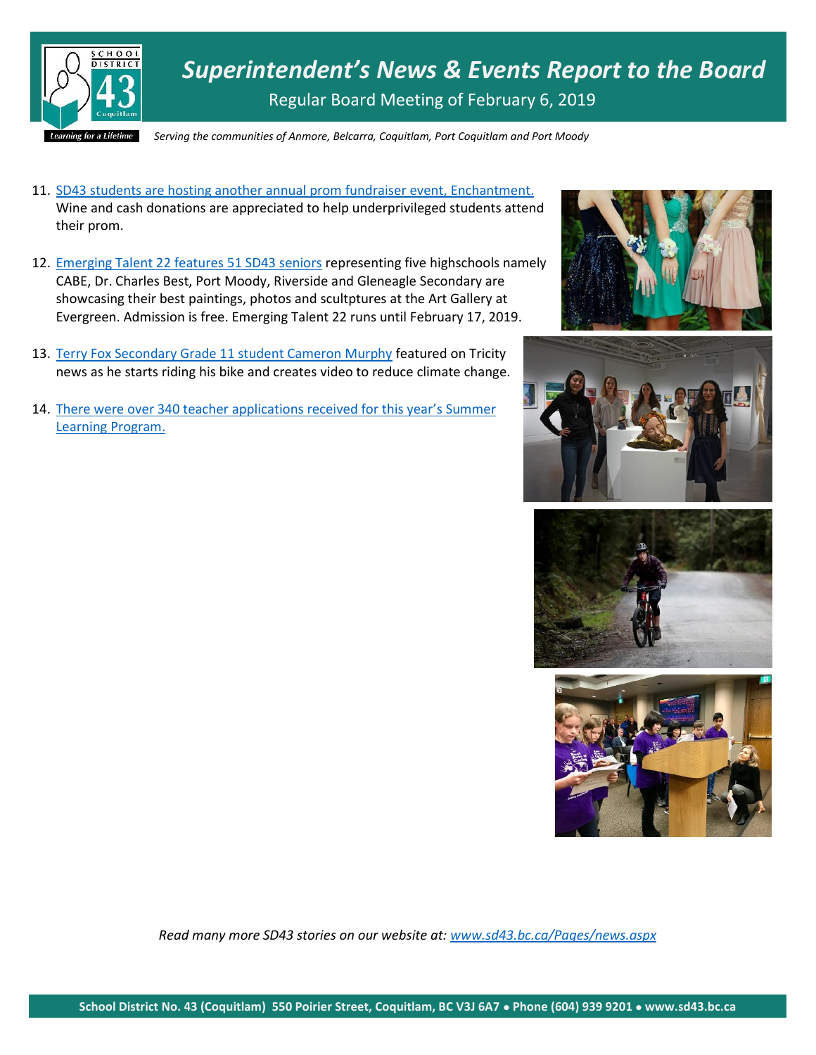# *Superintendent's News & Events Report to the Board*

Regular Board Meeting of February 6, 2019

*Serving the communities of Anmore, Belcarra, Coquitlam, Port Coquitlam and Port Moody*

11. SD43 students are hosting another annual prom fundraiser event, Enchantment. Wine and cash donations are appreciated to help underprivileged students attend their prom.

12. Emerging Talent 22 features 51 SD43 seniors representing five highschools namely CABE, Dr. Charles Best, Port Moody, Riverside and Gleneagle Secondary are showcasing their best paintings, photos and scultptures at the Art Gallery at Evergreen. Admission is free. Emerging Talent 22 runs until February 17, 2019.

13. Terry Fox Secondary Grade 11 student Cameron Murphy featured on Tricity news as he starts riding his bike and creates video to reduce climate change.

14. There were over 340 teacher applications received for this year's Summer Learning Program.

*Read many more SD43 stories on our website at: www.sd43.bc.ca/Pages/news.aspx*